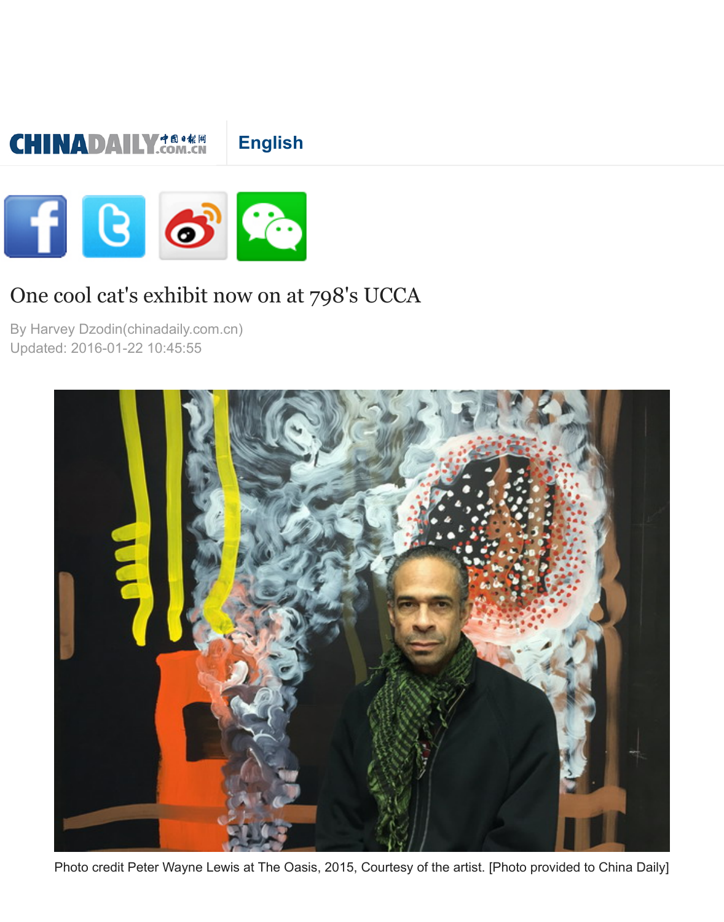CHINADAILY 中国日报网 .COM.CN | English

# One cool cat's exhibit now on at 798's UCCA

By Harvey Dzodin(chinadaily.com.cn)
Updated: 2016-01-22 10:45:55

Photo credit Peter Wayne Lewis at The Oasis, 2015, Courtesy of the artist. [Photo provided to China Daily]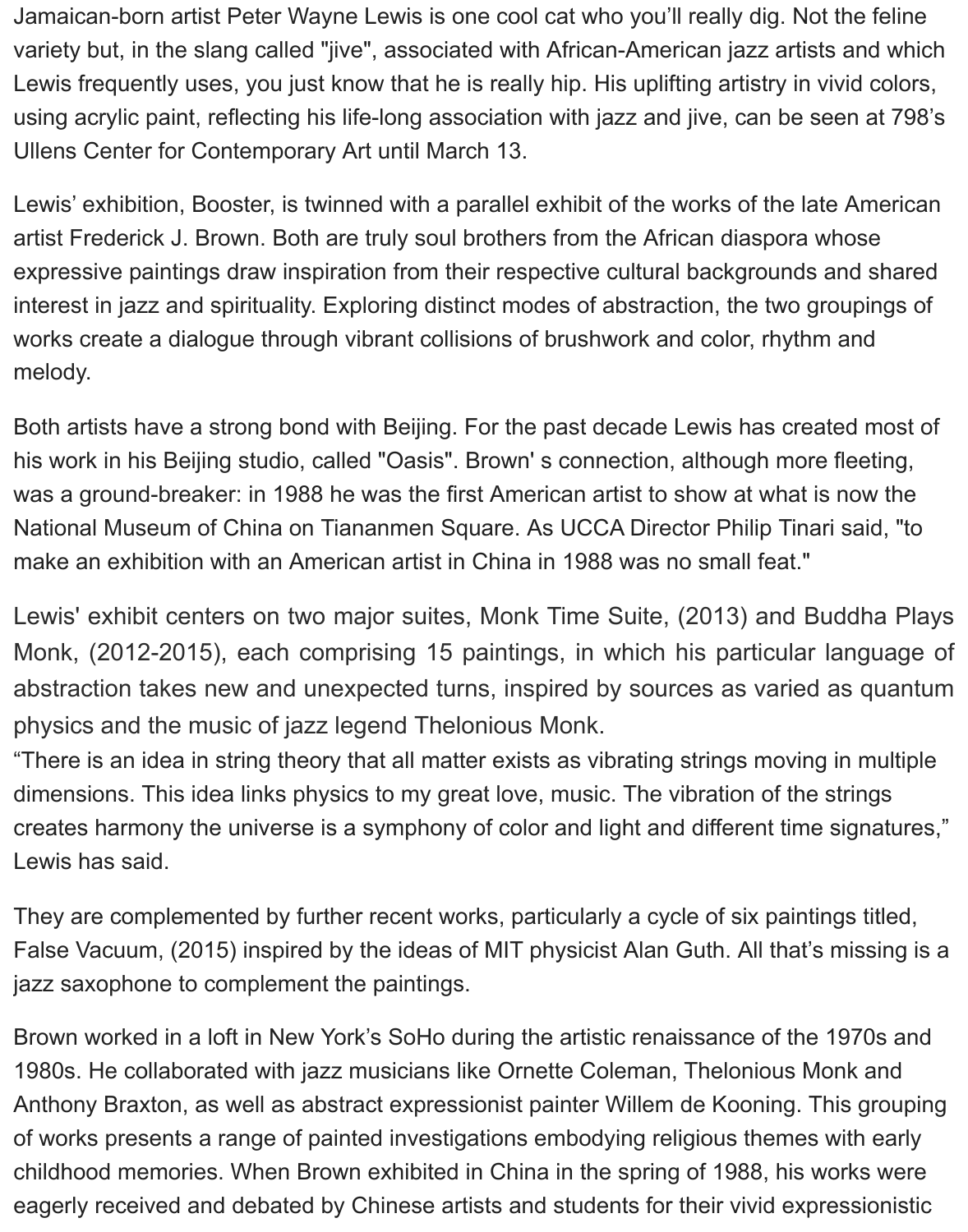Jamaican-born artist Peter Wayne Lewis is one cool cat who you'll really dig. Not the feline variety but, in the slang called "jive", associated with African-American jazz artists and which Lewis frequently uses, you just know that he is really hip. His uplifting artistry in vivid colors, using acrylic paint, reflecting his life-long association with jazz and jive, can be seen at 798's Ullens Center for Contemporary Art until March 13.

Lewis' exhibition, Booster, is twinned with a parallel exhibit of the works of the late American artist Frederick J. Brown. Both are truly soul brothers from the African diaspora whose expressive paintings draw inspiration from their respective cultural backgrounds and shared interest in jazz and spirituality. Exploring distinct modes of abstraction, the two groupings of works create a dialogue through vibrant collisions of brushwork and color, rhythm and melody.

Both artists have a strong bond with Beijing. For the past decade Lewis has created most of his work in his Beijing studio, called "Oasis". Brown' s connection, although more fleeting, was a ground-breaker: in 1988 he was the first American artist to show at what is now the National Museum of China on Tiananmen Square. As UCCA Director Philip Tinari said, "to make an exhibition with an American artist in China in 1988 was no small feat."

Lewis' exhibit centers on two major suites, Monk Time Suite, (2013) and Buddha Plays Monk, (2012-2015), each comprising 15 paintings, in which his particular language of abstraction takes new and unexpected turns, inspired by sources as varied as quantum physics and the music of jazz legend Thelonious Monk.
"There is an idea in string theory that all matter exists as vibrating strings moving in multiple dimensions. This idea links physics to my great love, music. The vibration of the strings creates harmony the universe is a symphony of color and light and different time signatures," Lewis has said.

They are complemented by further recent works, particularly a cycle of six paintings titled, False Vacuum, (2015) inspired by the ideas of MIT physicist Alan Guth. All that's missing is a jazz saxophone to complement the paintings.

Brown worked in a loft in New York's SoHo during the artistic renaissance of the 1970s and 1980s. He collaborated with jazz musicians like Ornette Coleman, Thelonious Monk and Anthony Braxton, as well as abstract expressionist painter Willem de Kooning. This grouping of works presents a range of painted investigations embodying religious themes with early childhood memories. When Brown exhibited in China in the spring of 1988, his works were eagerly received and debated by Chinese artists and students for their vivid expressionistic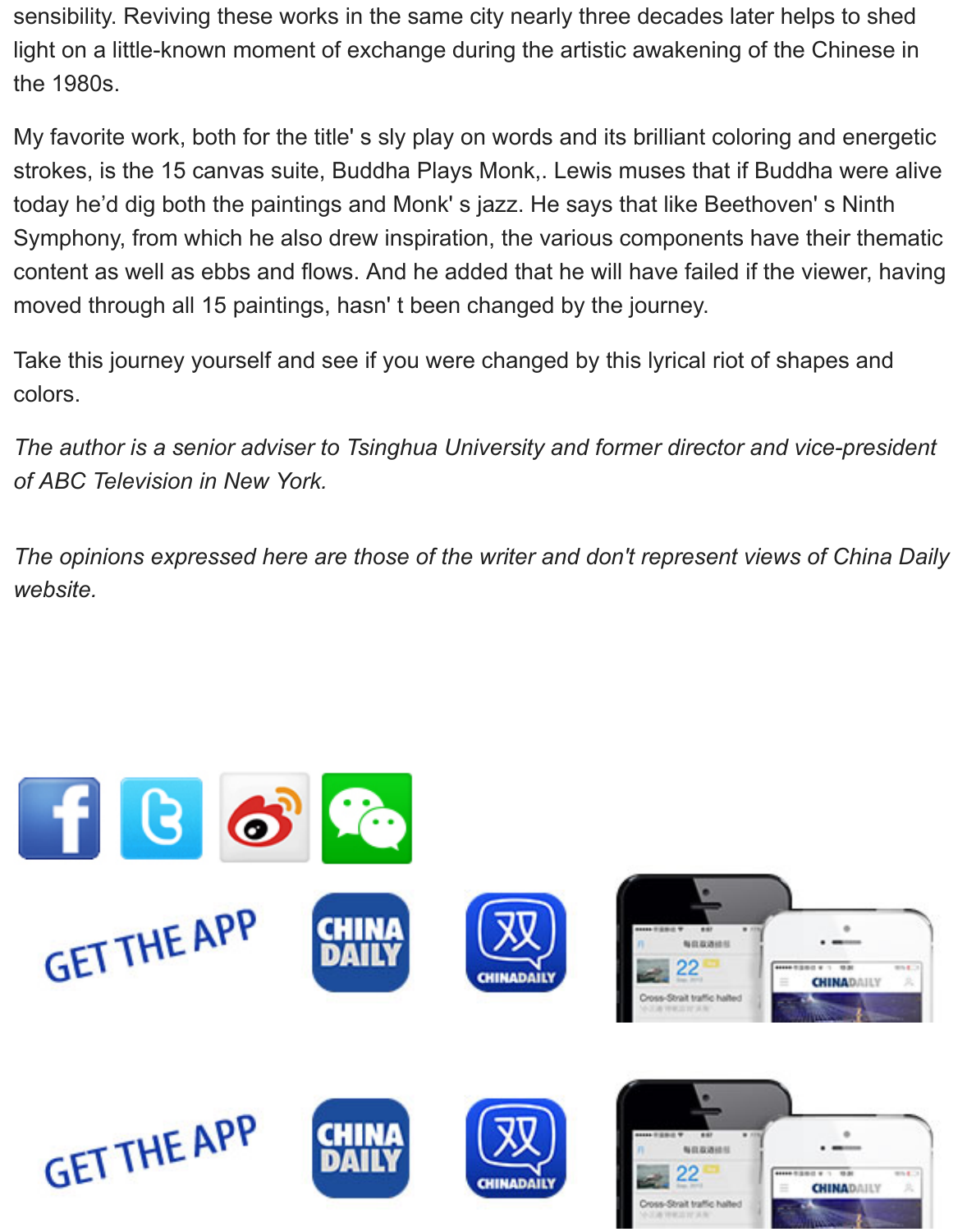sensibility. Reviving these works in the same city nearly three decades later helps to shed light on a little-known moment of exchange during the artistic awakening of the Chinese in the 1980s.

My favorite work, both for the title' s sly play on words and its brilliant coloring and energetic strokes, is the 15 canvas suite, Buddha Plays Monk,. Lewis muses that if Buddha were alive today he'd dig both the paintings and Monk' s jazz. He says that like Beethoven' s Ninth Symphony, from which he also drew inspiration, the various components have their thematic content as well as ebbs and flows. And he added that he will have failed if the viewer, having moved through all 15 paintings, hasn' t been changed by the journey.

Take this journey yourself and see if you were changed by this lyrical riot of shapes and colors.

*The author is a senior adviser to Tsinghua University and former director and vice-president of ABC Television in New York.*

*The opinions expressed here are those of the writer and don't represent views of China Daily website.*

GET THE APP

GET THE APP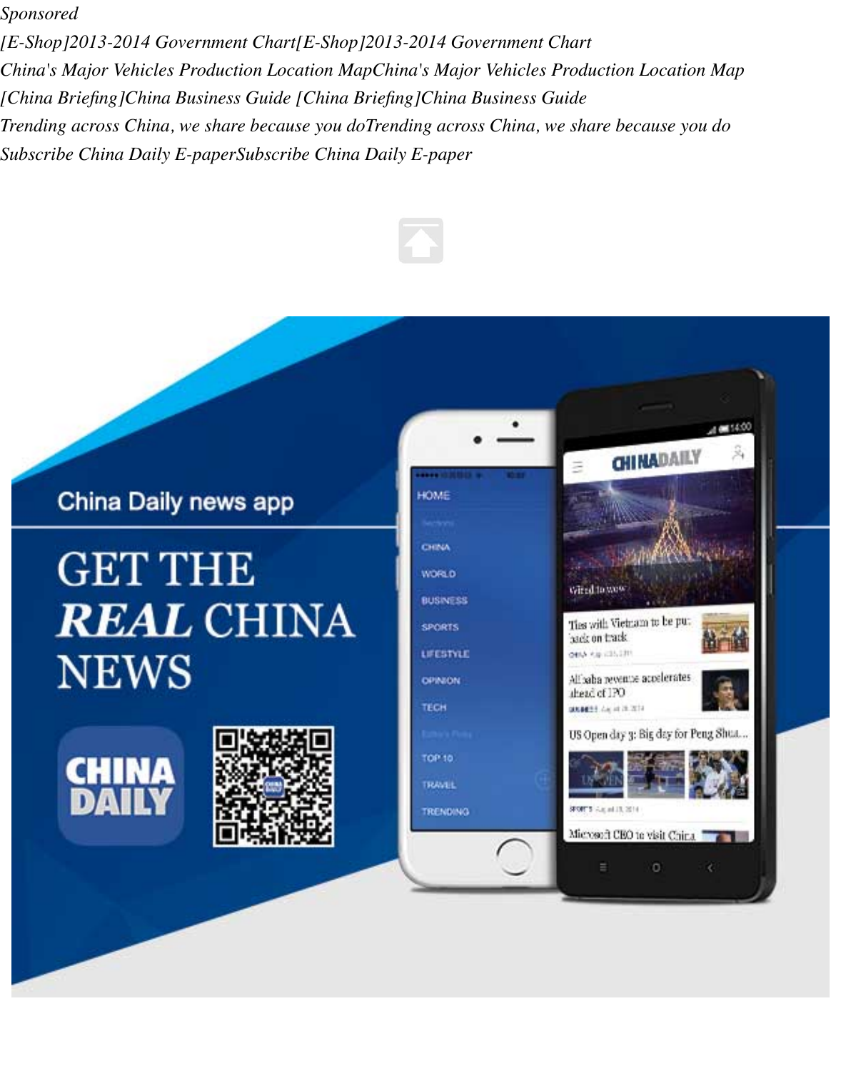*Sponsored*

*[E-Shop]2013-2014 Government Chart[E-Shop]2013-2014 Government Chart*

*China's Major Vehicles Production Location MapChina's Major Vehicles Production Location Map*

*[China Briefing]China Business Guide [China Briefing]China Business Guide*

*Trending across China, we share because you doTrending across China, we share because you do*

*Subscribe China Daily E-paperSubscribe China Daily E-paper*

China Daily news app

GET THE **REAL** CHINA NEWS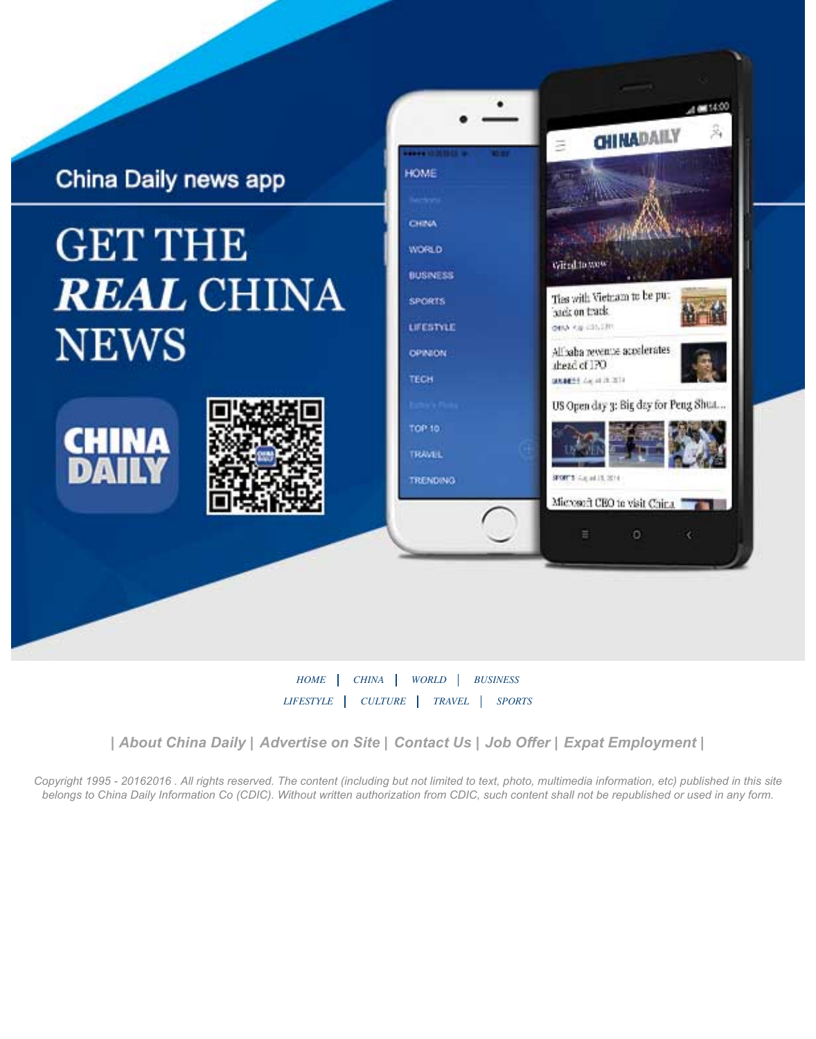China Daily news app

GET THE *REAL* CHINA NEWS

*HOME* | *CHINA* | *WORLD* | *BUSINESS*

*LIFESTYLE* | *CULTURE* | *TRAVEL* | *SPORTS*

| *About China Daily* | *Advertise on Site* | *Contact Us* | *Job Offer* | *Expat Employment* |

*Copyright 1995 - 20162016 . All rights reserved. The content (including but not limited to text, photo, multimedia information, etc) published in this site belongs to China Daily Information Co (CDIC). Without written authorization from CDIC, such content shall not be republished or used in any form.*